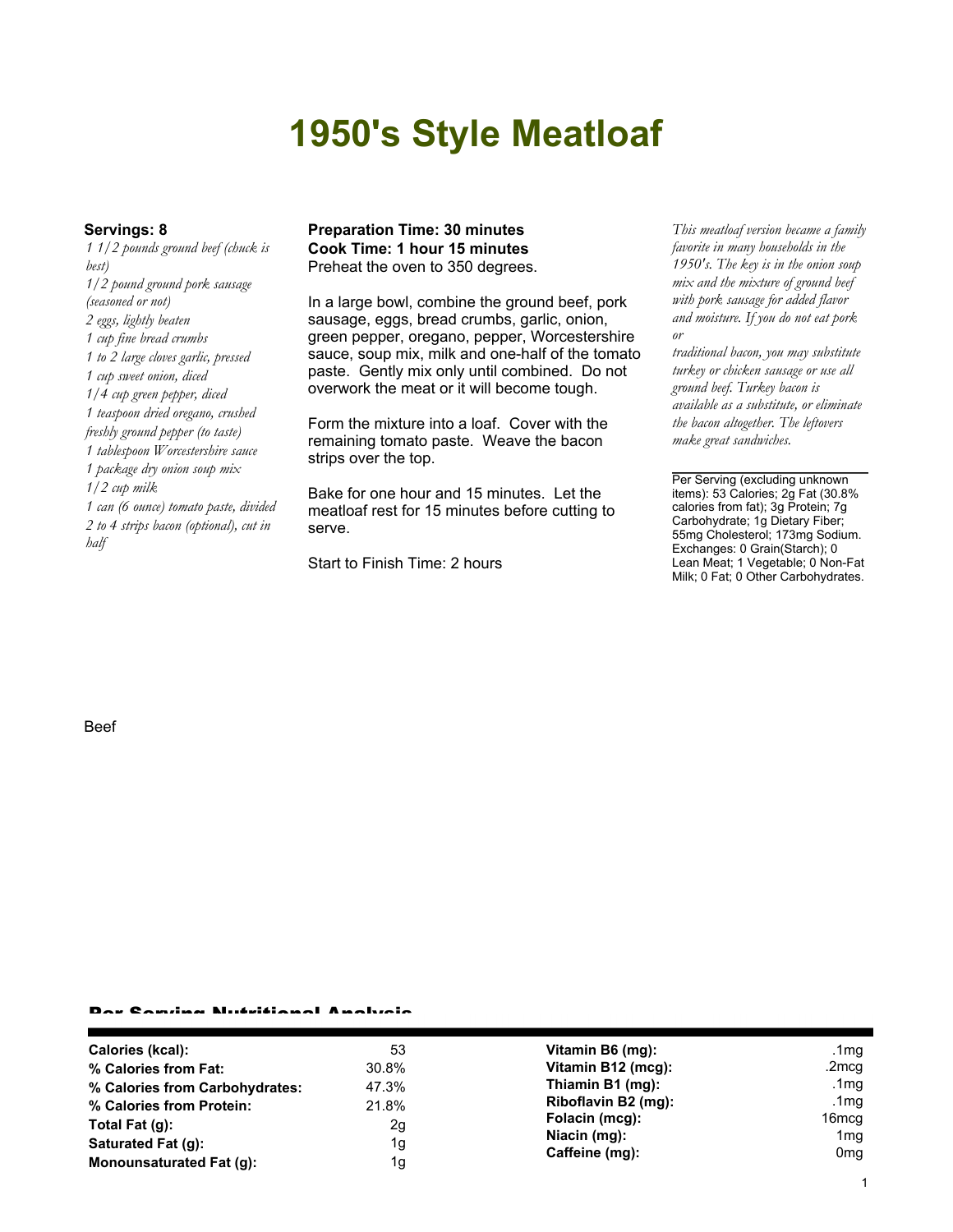# 1950's Style Meatloaf

**Servings: 8**

*1 1/2 pounds ground beef (chuck is best)*
*1/2 pound ground pork sausage (seasoned or not)*
*2 eggs, lightly beaten*
*1 cup fine bread crumbs*
*1 to 2 large cloves garlic, pressed*
*1 cup sweet onion, diced*
*1/4 cup green pepper, diced*
*1 teaspoon dried oregano, crushed*
*freshly ground pepper (to taste)*
*1 tablespoon Worcestershire sauce*
*1 package dry onion soup mix*
*1/2 cup milk*
*1 can (6 ounce) tomato paste, divided*
*2 to 4 strips bacon (optional), cut in half*

**Preparation Time: 30 minutes**
**Cook Time: 1 hour 15 minutes**

Preheat the oven to 350 degrees.

In a large bowl, combine the ground beef, pork sausage, eggs, bread crumbs, garlic, onion, green pepper, oregano, pepper, Worcestershire sauce, soup mix, milk and one-half of the tomato paste. Gently mix only until combined. Do not overwork the meat or it will become tough.

Form the mixture into a loaf. Cover with the remaining tomato paste. Weave the bacon strips over the top.

Bake for one hour and 15 minutes. Let the meatloaf rest for 15 minutes before cutting to serve.

Start to Finish Time: 2 hours

*This meatloaf version became a family favorite in many households in the 1950's. The key is in the onion soup mix and the mixture of ground beef with pork sausage for added flavor and moisture. If you do not eat pork or traditional bacon, you may substitute turkey or chicken sausage or use all ground beef. Turkey bacon is available as a substitute, or eliminate the bacon altogether. The leftovers make great sandwiches.*

Per Serving (excluding unknown items): 53 Calories; 2g Fat (30.8% calories from fat); 3g Protein; 7g Carbohydrate; 1g Dietary Fiber; 55mg Cholesterol; 173mg Sodium. Exchanges: 0 Grain(Starch); 0 Lean Meat; 1 Vegetable; 0 Non-Fat Milk; 0 Fat; 0 Other Carbohydrates.

Beef

## Per Serving Nutritional Analysis

| | | | |
|---|---|---|---|
| **Calories (kcal):** | 53 | **Vitamin B6 (mg):** | .1mg |
| **% Calories from Fat:** | 30.8% | **Vitamin B12 (mcg):** | .2mcg |
| **% Calories from Carbohydrates:** | 47.3% | **Thiamin B1 (mg):** | .1mg |
| **% Calories from Protein:** | 21.8% | **Riboflavin B2 (mg):** | .1mg |
| **Total Fat (g):** | 2g | **Folacin (mcg):** | 16mcg |
| **Saturated Fat (g):** | 1g | **Niacin (mg):** | 1mg |
| **Monounsaturated Fat (g):** | 1g | **Caffeine (mg):** | 0mg |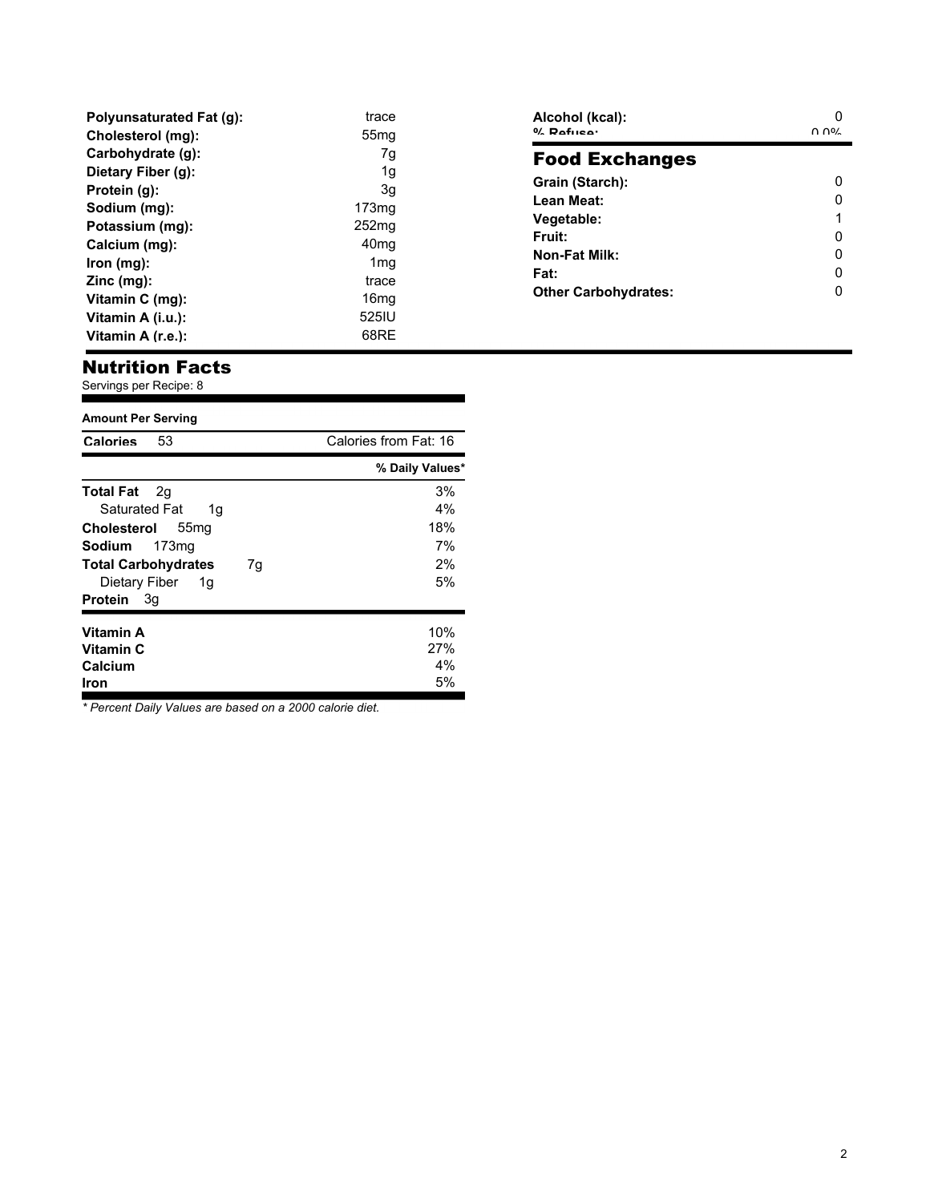| | |
|---|---|
| **Polyunsaturated Fat (g):** | trace |
| **Cholesterol (mg):** | 55mg |
| **Carbohydrate (g):** | 7g |
| **Dietary Fiber (g):** | 1g |
| **Protein (g):** | 3g |
| **Sodium (mg):** | 173mg |
| **Potassium (mg):** | 252mg |
| **Calcium (mg):** | 40mg |
| **Iron (mg):** | 1mg |
| **Zinc (mg):** | trace |
| **Vitamin C (mg):** | 16mg |
| **Vitamin A (i.u.):** | 525IU |
| **Vitamin A (r.e.):** | 68RE |

| | |
|---|---|
| **Alcohol (kcal):** | 0 |
| **% Refuse:** | 0.0% |

## Food Exchanges

| | |
|---|---|
| **Grain (Starch):** | 0 |
| **Lean Meat:** | 0 |
| **Vegetable:** | 1 |
| **Fruit:** | 0 |
| **Non-Fat Milk:** | 0 |
| **Fat:** | 0 |
| **Other Carbohydrates:** | 0 |

## Nutrition Facts

Servings per Recipe: 8

**Amount Per Serving**

| | |
|---|---|
| **Calories** 53 | Calories from Fat: 16 |
| | **% Daily Values*** |
| **Total Fat** 2g | 3% |
| Saturated Fat 1g | 4% |
| **Cholesterol** 55mg | 18% |
| **Sodium** 173mg | 7% |
| **Total Carbohydrates** 7g | 2% |
| Dietary Fiber 1g | 5% |
| **Protein** 3g | |
| **Vitamin A** | 10% |
| **Vitamin C** | 27% |
| **Calcium** | 4% |
| **Iron** | 5% |

*\* Percent Daily Values are based on a 2000 calorie diet.*